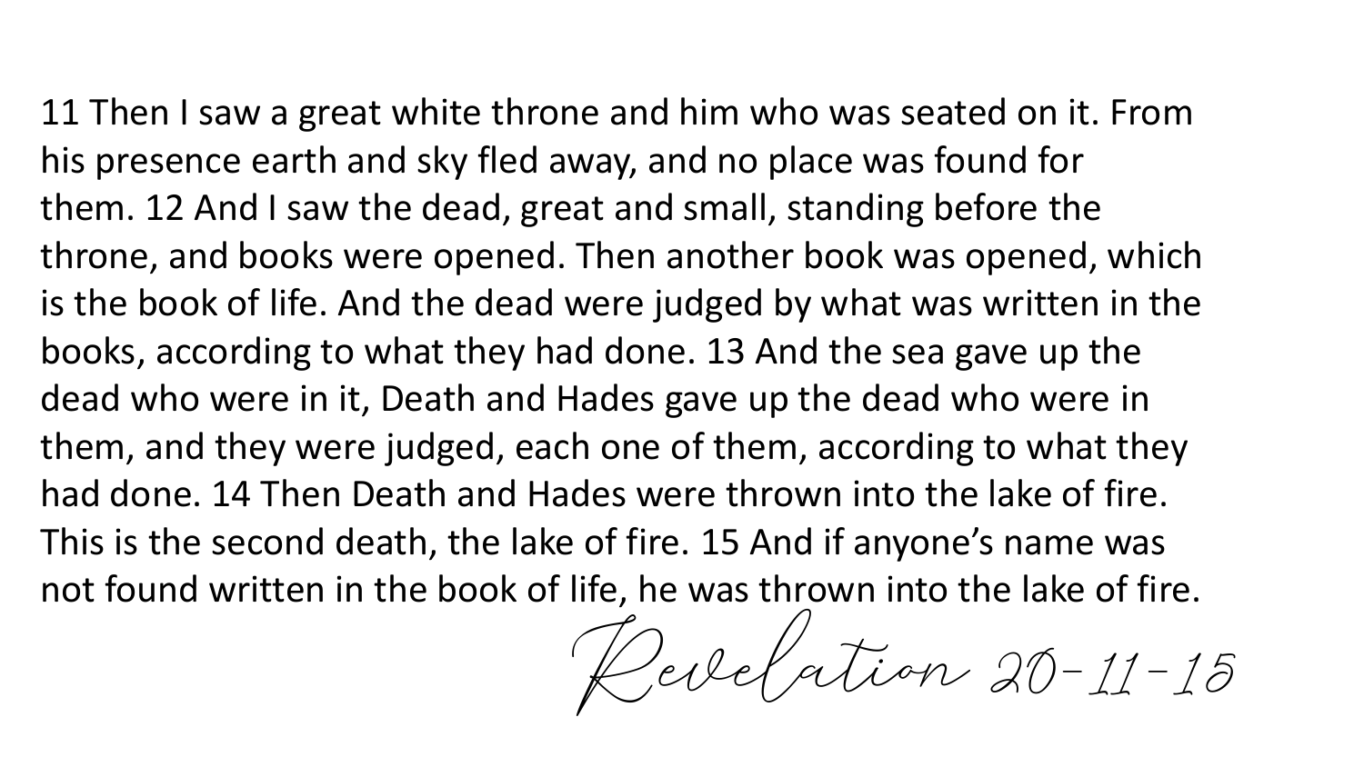11 Then I saw a great white throne and him who was seated on it. From his presence earth and sky fled away, and no place was found for them. 12 And I saw the dead, great and small, standing before the throne, and books were opened. Then another book was opened, which is the book of life. And the dead were judged by what was written in the books, according to what they had done. 13 And the sea gave up the dead who were in it, Death and Hades gave up the dead who were in them, and they were judged, each one of them, according to what they had done. 14 Then Death and Hades were thrown into the lake of fire. This is the second death, the lake of fire. 15 And if anyone's name was not found written in the book of life, he was thrown into the lake of fire.

*Revelation 20-11-15*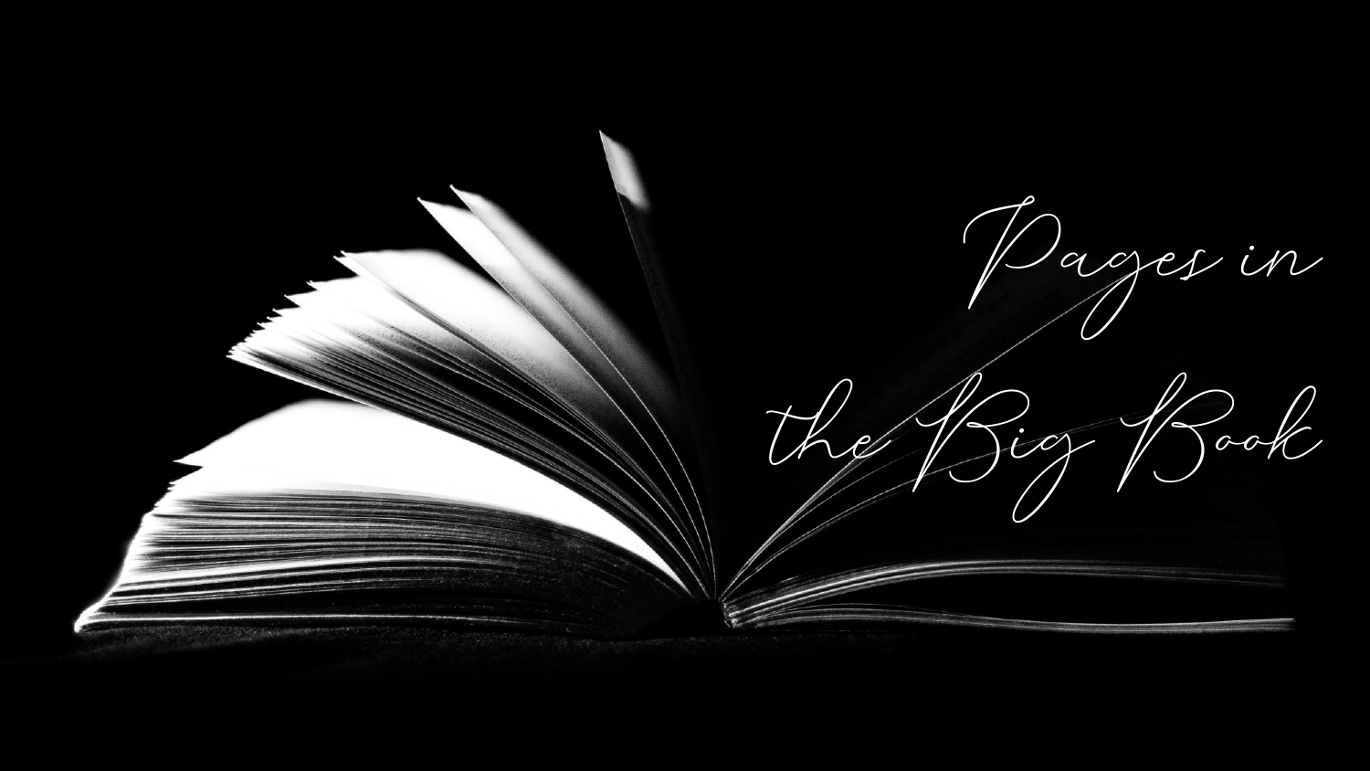# Pages in the Big Book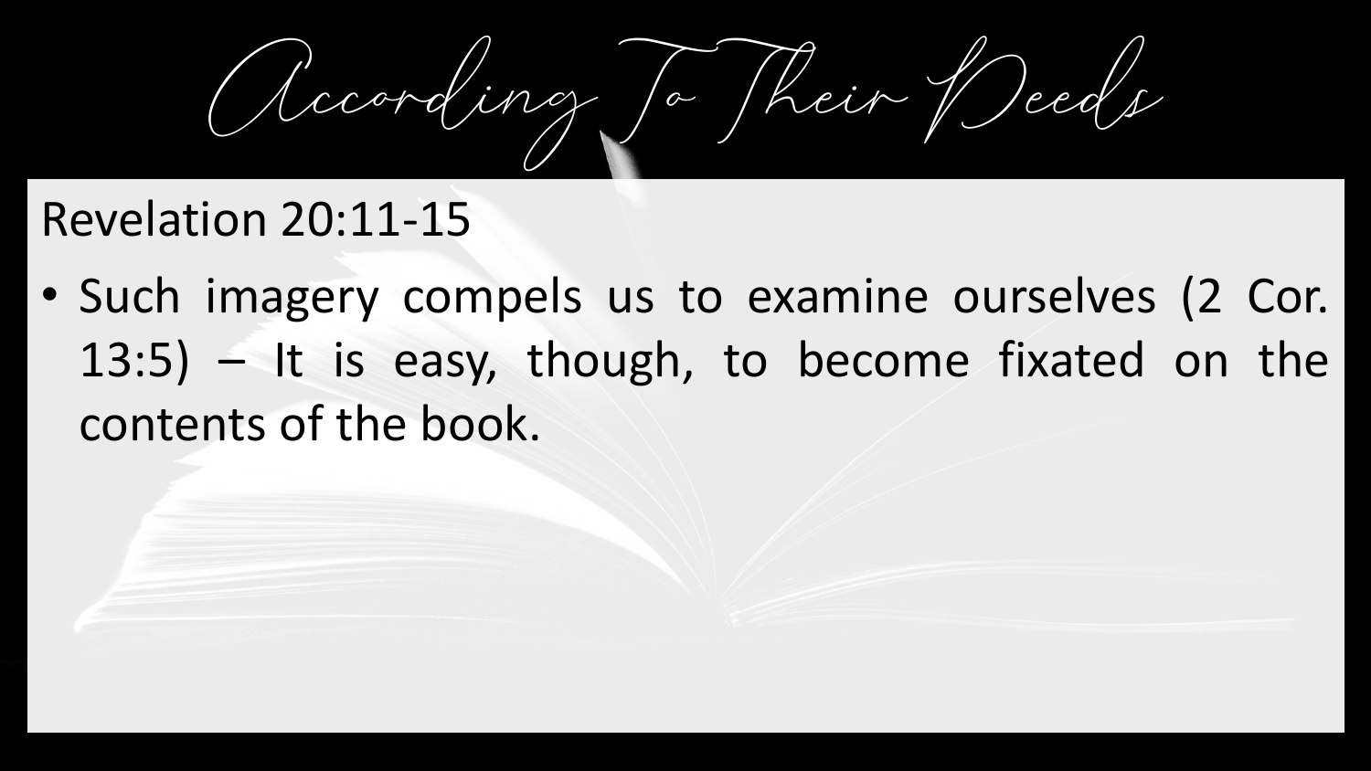# According To Their Deeds

Revelation 20:11-15

- Such imagery compels us to examine ourselves (2 Cor. 13:5) – It is easy, though, to become fixated on the contents of the book.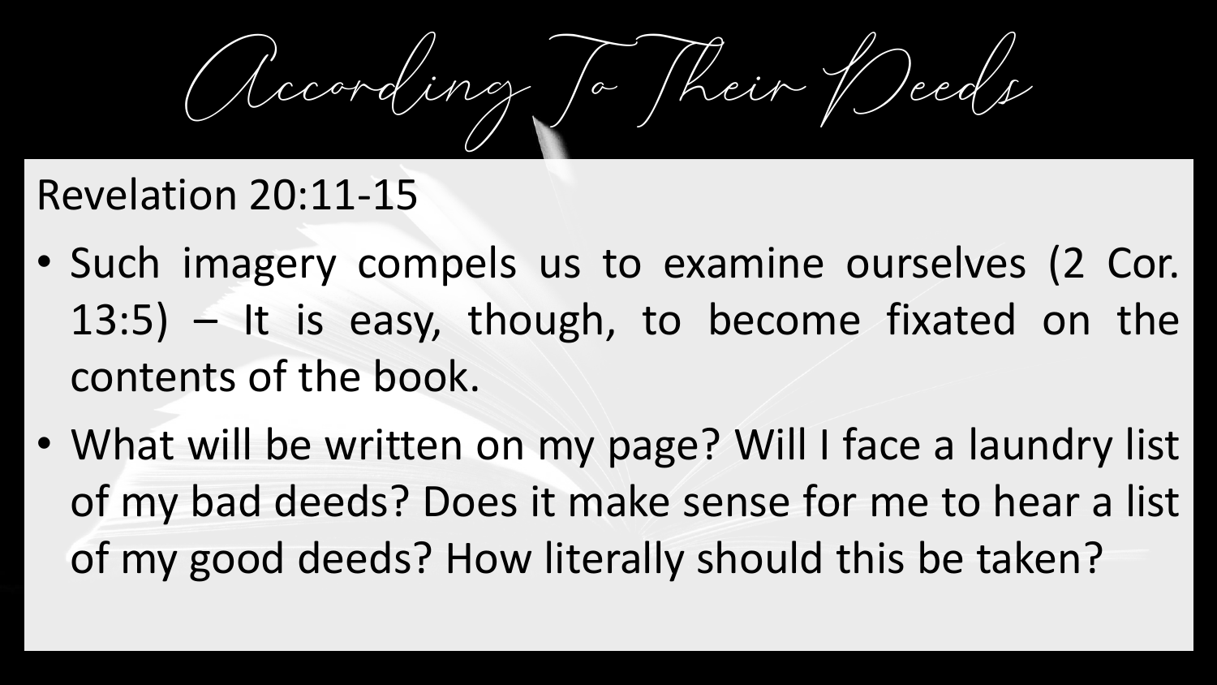# According To Their Deeds

Revelation 20:11-15

- Such imagery compels us to examine ourselves (2 Cor. 13:5) – It is easy, though, to become fixated on the contents of the book.
- What will be written on my page? Will I face a laundry list of my bad deeds? Does it make sense for me to hear a list of my good deeds? How literally should this be taken?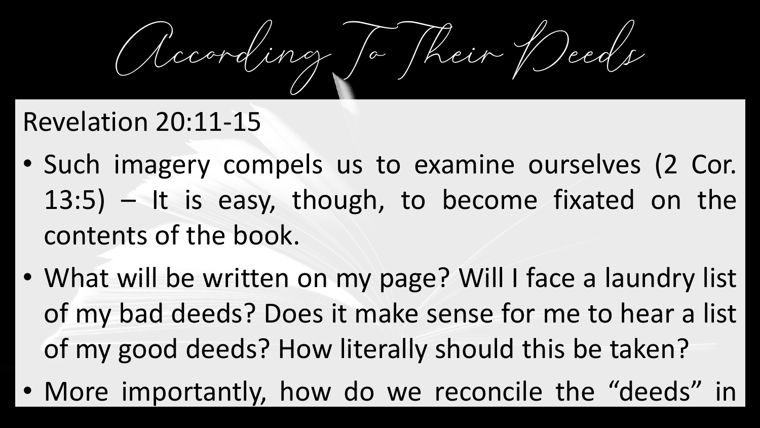# According To Their Deeds

Revelation 20:11-15

- Such imagery compels us to examine ourselves (2 Cor. 13:5) – It is easy, though, to become fixated on the contents of the book.
- What will be written on my page? Will I face a laundry list of my bad deeds? Does it make sense for me to hear a list of my good deeds? How literally should this be taken?
- More importantly, how do we reconcile the "deeds" in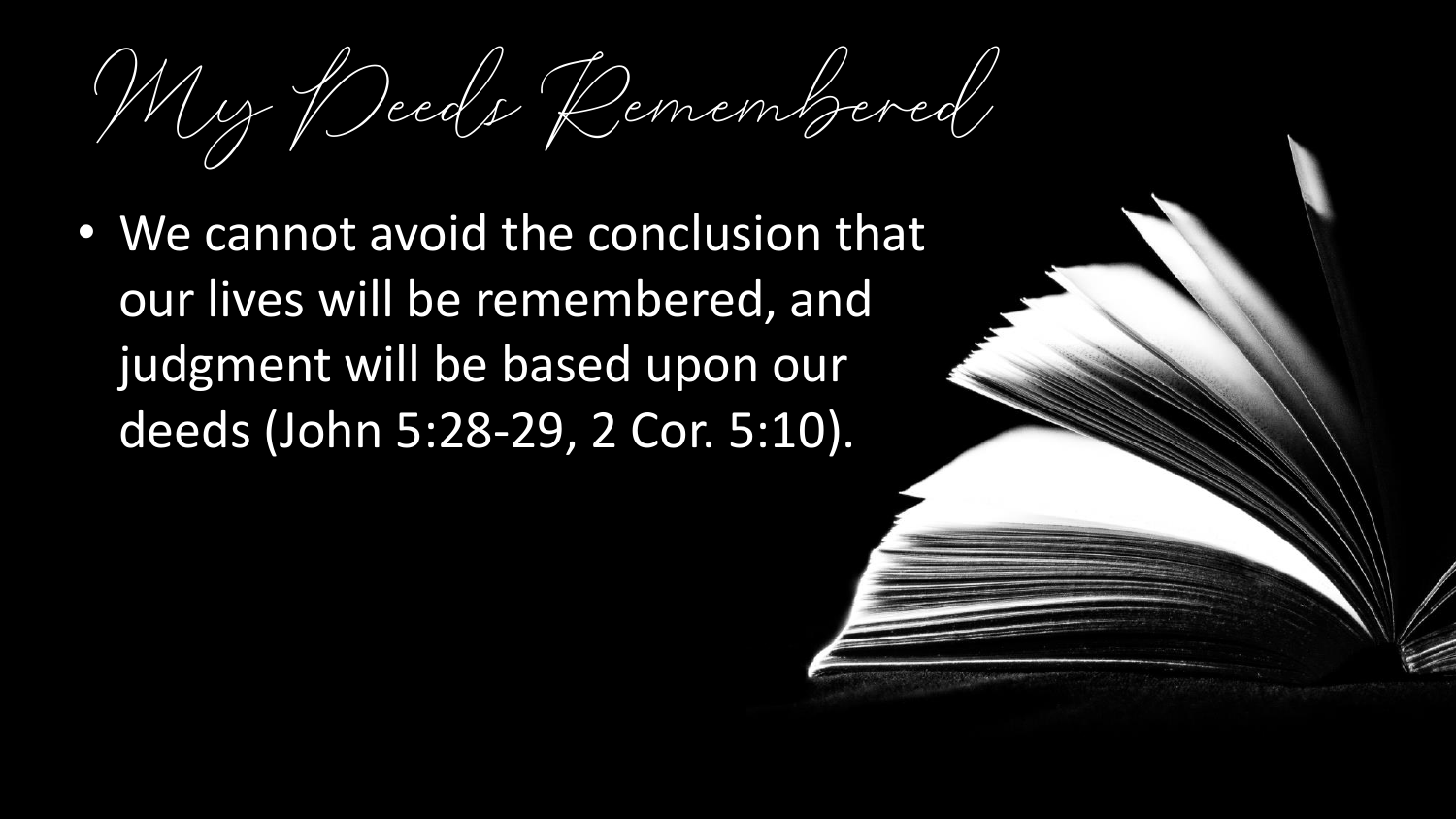# My Deeds Remembered

- We cannot avoid the conclusion that our lives will be remembered, and judgment will be based upon our deeds (John 5:28-29, 2 Cor. 5:10).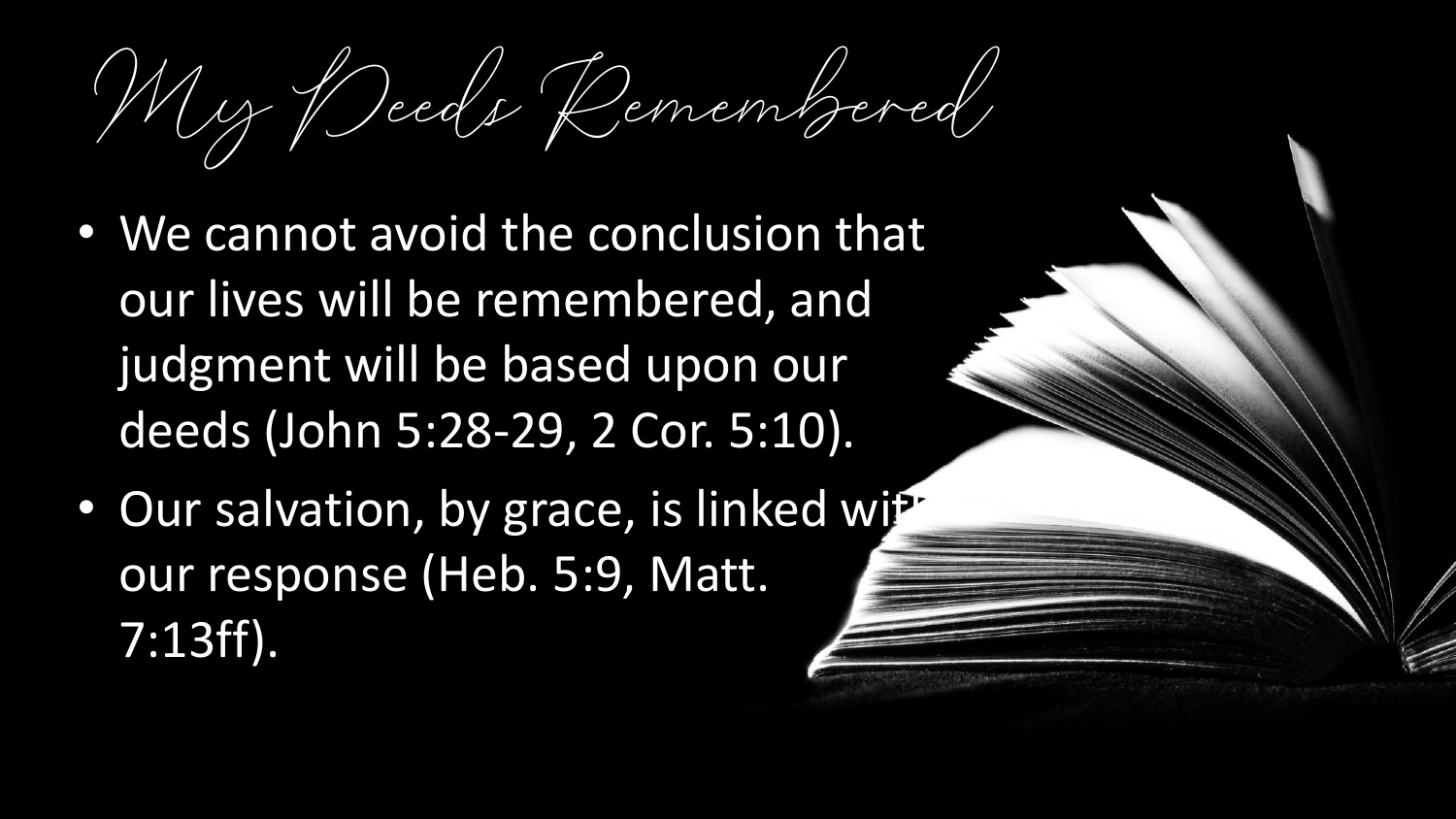# My Deeds Remembered

- We cannot avoid the conclusion that our lives will be remembered, and judgment will be based upon our deeds (John 5:28-29, 2 Cor. 5:10).
- Our salvation, by grace, is linked with our response (Heb. 5:9, Matt. 7:13ff).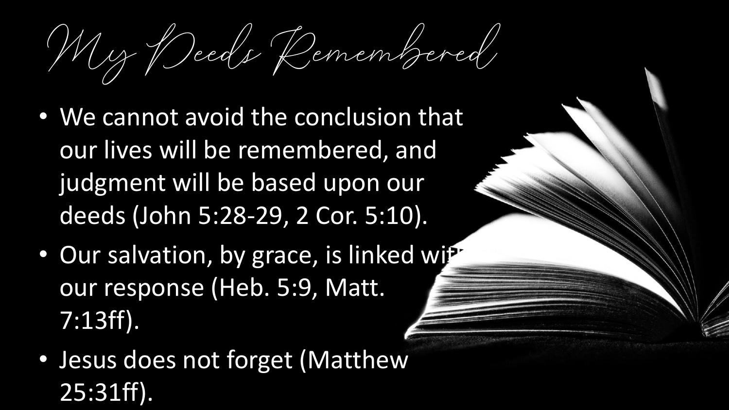# My Deeds Remembered

- We cannot avoid the conclusion that our lives will be remembered, and judgment will be based upon our deeds (John 5:28-29, 2 Cor. 5:10).
- Our salvation, by grace, is linked with our response (Heb. 5:9, Matt. 7:13ff).
- Jesus does not forget (Matthew 25:31ff).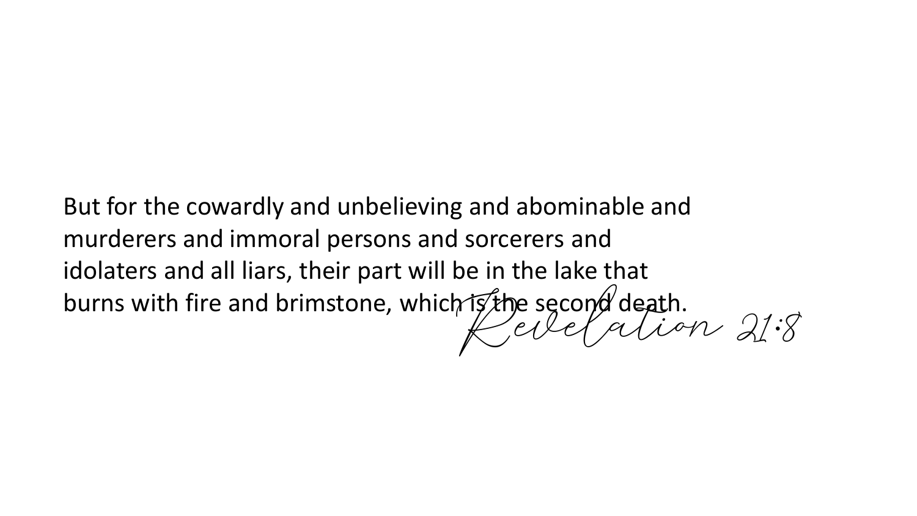But for the cowardly and unbelieving and abominable and murderers and immoral persons and sorcerers and idolaters and all liars, their part will be in the lake that burns with fire and brimstone, which is the second death.

*Revelation 21:8*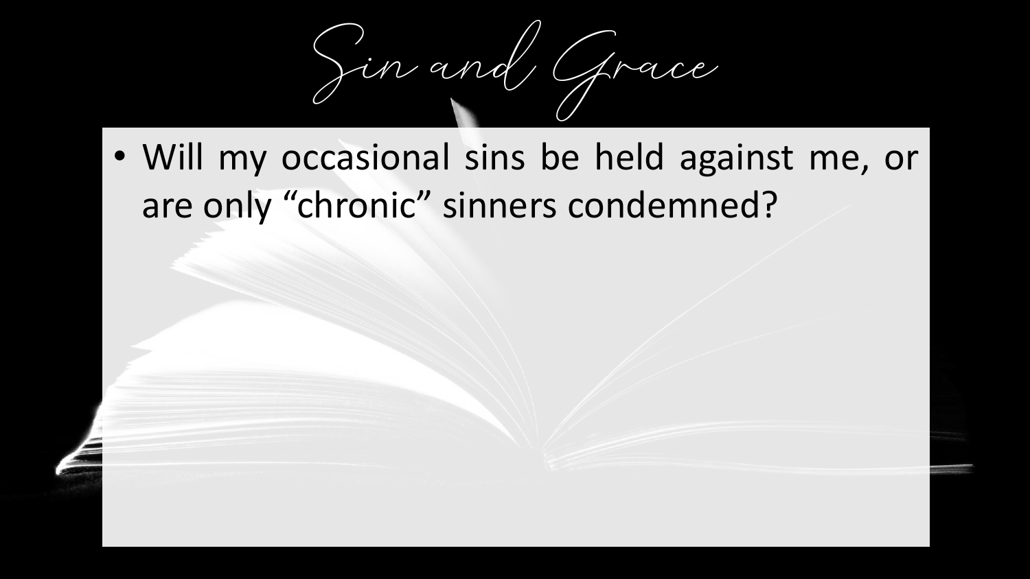# Sin and Grace

- Will my occasional sins be held against me, or are only "chronic" sinners condemned?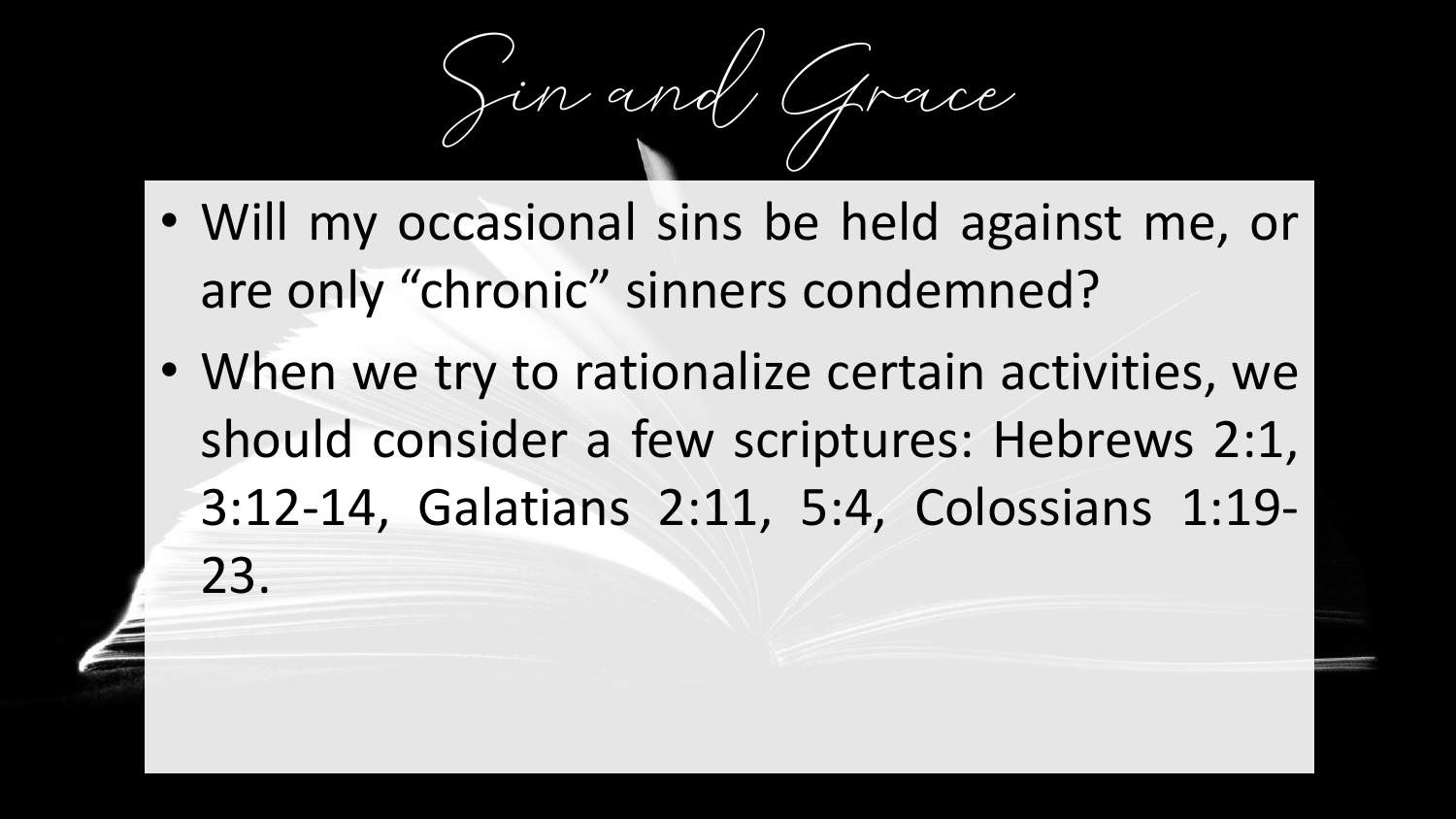# Sin and Grace

- Will my occasional sins be held against me, or are only “chronic” sinners condemned?
- When we try to rationalize certain activities, we should consider a few scriptures: Hebrews 2:1, 3:12-14, Galatians 2:11, 5:4, Colossians 1:19-23.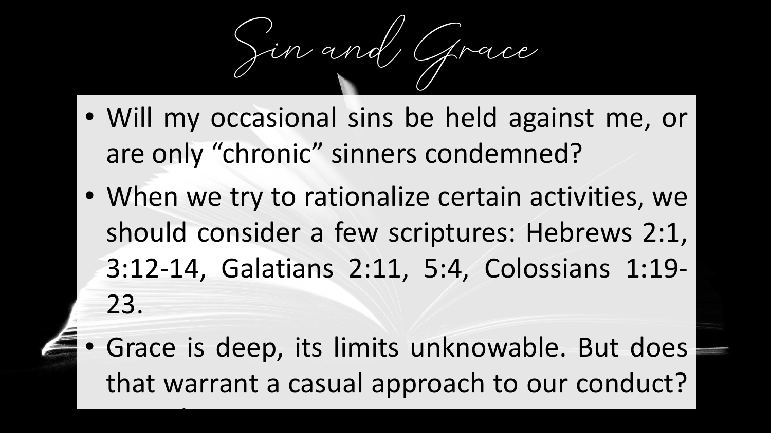# Sin and Grace

- Will my occasional sins be held against me, or are only "chronic" sinners condemned?
- When we try to rationalize certain activities, we should consider a few scriptures: Hebrews 2:1, 3:12-14, Galatians 2:11, 5:4, Colossians 1:19-23.
- Grace is deep, its limits unknowable. But does that warrant a casual approach to our conduct?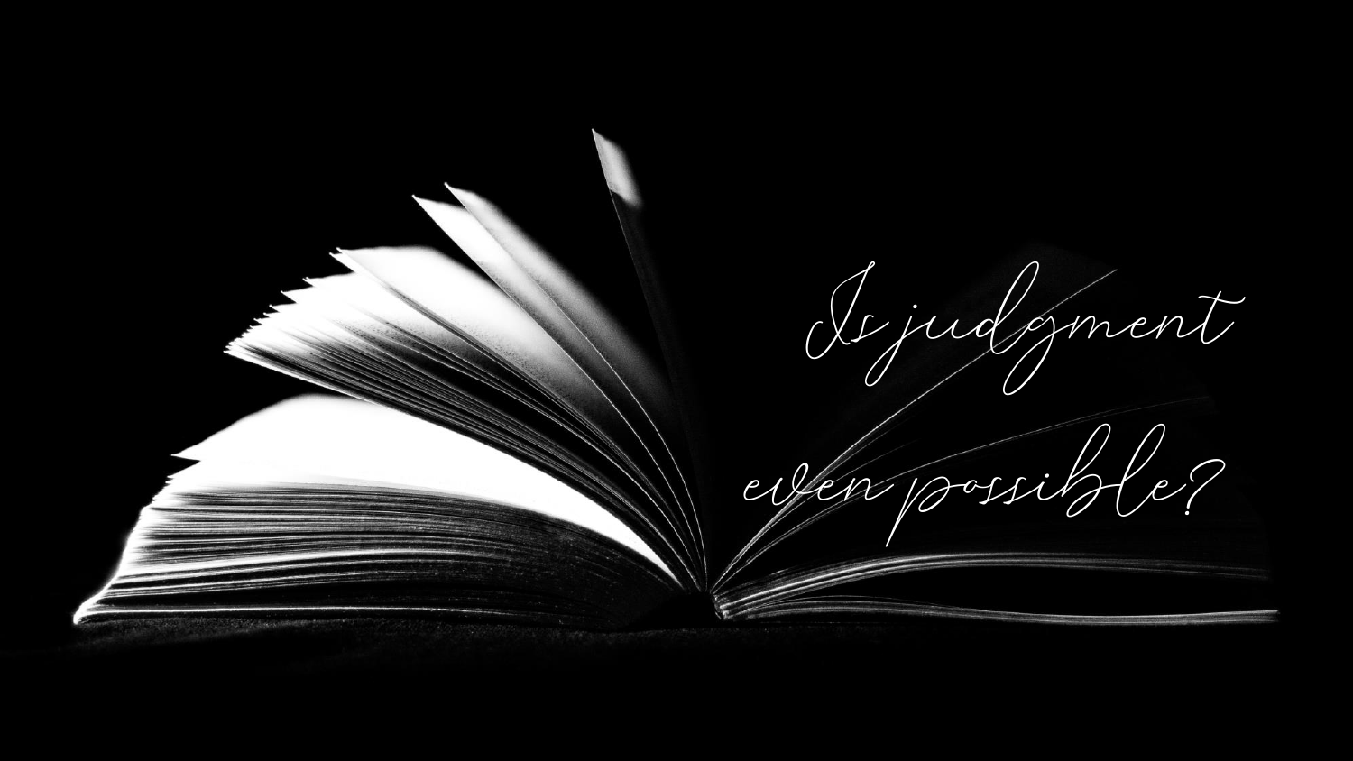*Is judgment even possible?*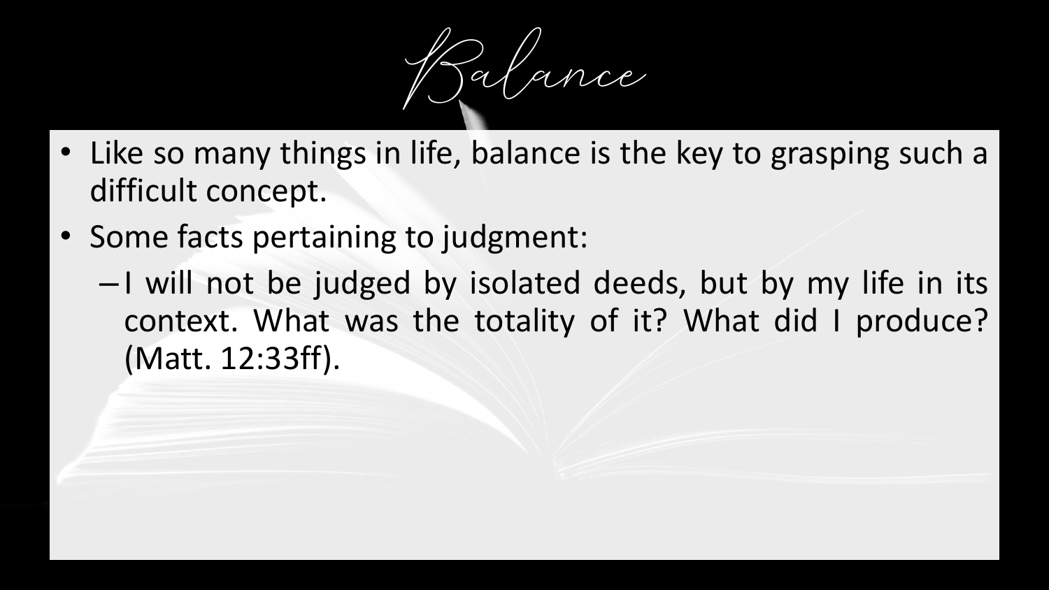# Balance

- Like so many things in life, balance is the key to grasping such a difficult concept.
- Some facts pertaining to judgment:
  - I will not be judged by isolated deeds, but by my life in its context. What was the totality of it? What did I produce? (Matt. 12:33ff).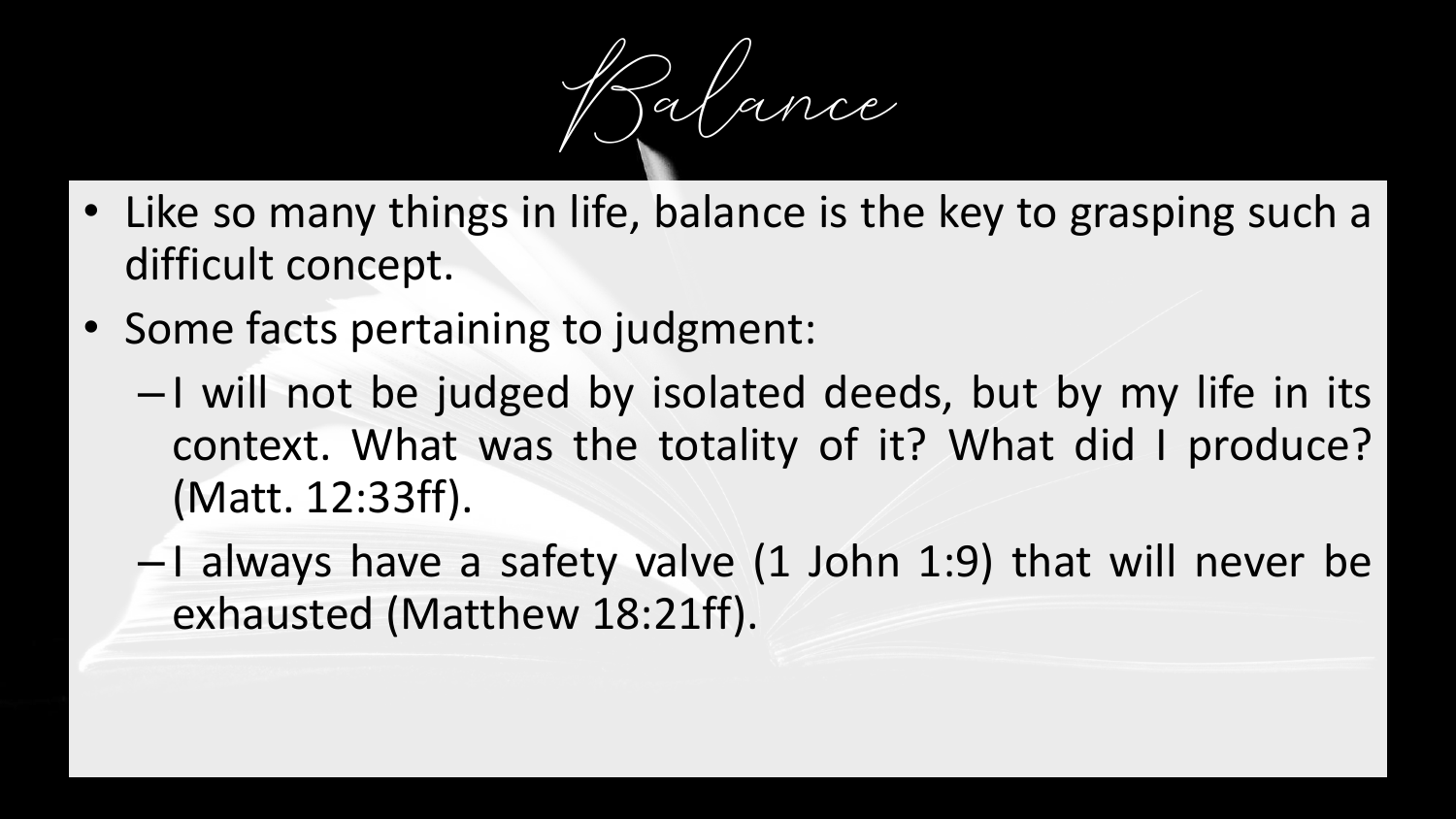# Balance

- Like so many things in life, balance is the key to grasping such a difficult concept.
- Some facts pertaining to judgment:
  - I will not be judged by isolated deeds, but by my life in its context. What was the totality of it? What did I produce? (Matt. 12:33ff).
  - I always have a safety valve (1 John 1:9) that will never be exhausted (Matthew 18:21ff).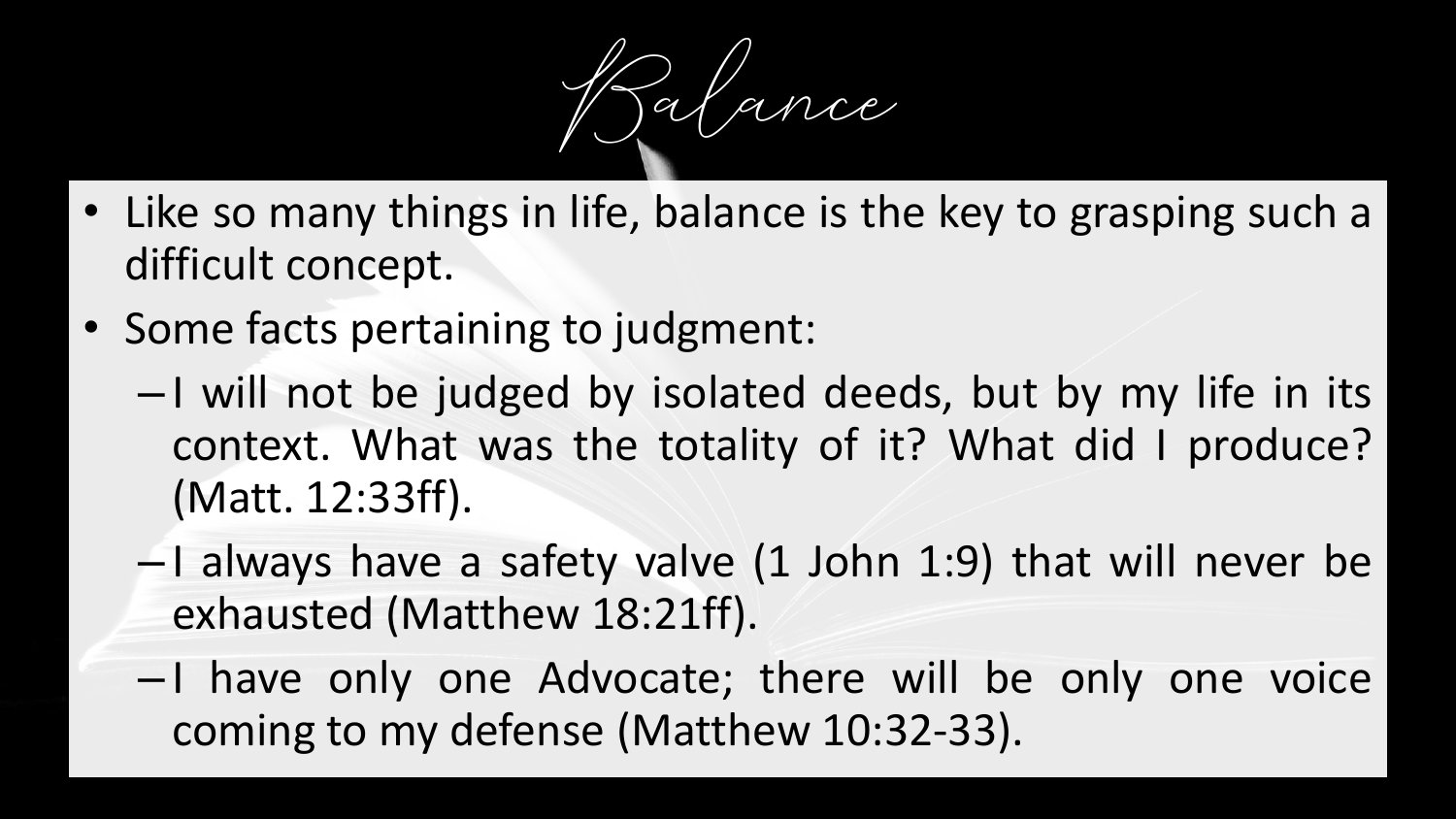# Balance

- Like so many things in life, balance is the key to grasping such a difficult concept.
- Some facts pertaining to judgment:
  - I will not be judged by isolated deeds, but by my life in its context. What was the totality of it? What did I produce? (Matt. 12:33ff).
  - I always have a safety valve (1 John 1:9) that will never be exhausted (Matthew 18:21ff).
  - I have only one Advocate; there will be only one voice coming to my defense (Matthew 10:32-33).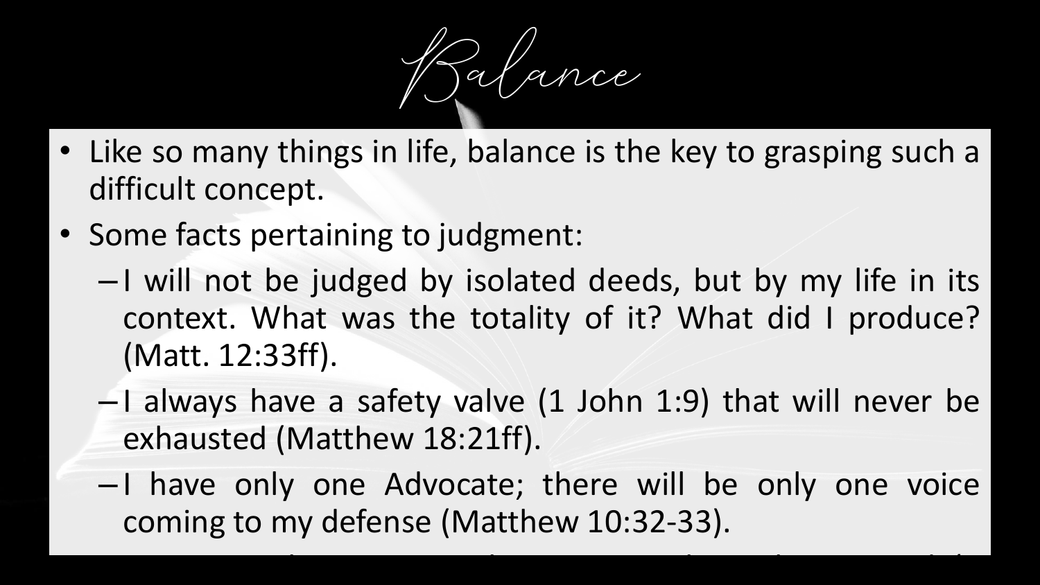# Balance

- Like so many things in life, balance is the key to grasping such a difficult concept.
- Some facts pertaining to judgment:
  - I will not be judged by isolated deeds, but by my life in its context. What was the totality of it? What did I produce? (Matt. 12:33ff).
  - I always have a safety valve (1 John 1:9) that will never be exhausted (Matthew 18:21ff).
  - I have only one Advocate; there will be only one voice coming to my defense (Matthew 10:32-33).